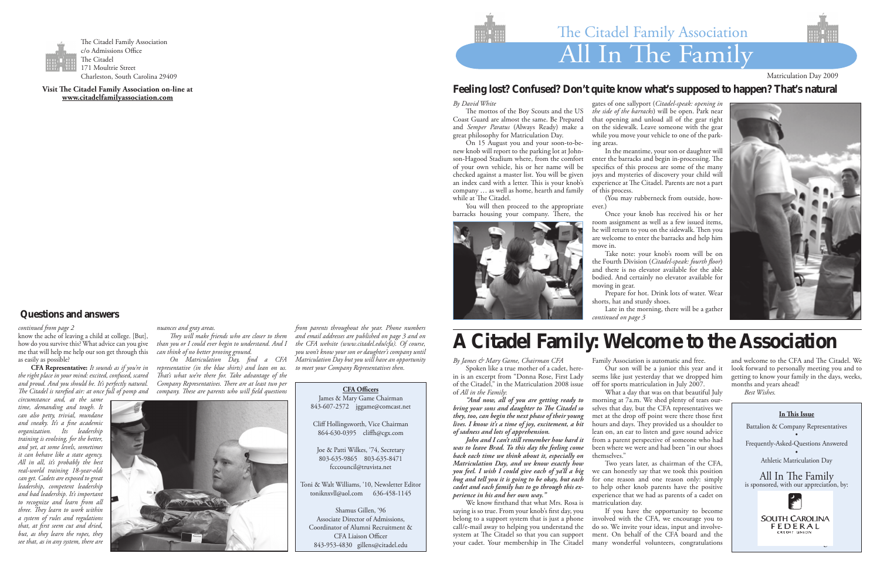The Citadel Family Association
c/o Admissions Office
The Citadel
171 Moultrie Street
Charleston, South Carolina 29409

**Visit The Citadel Family Association on-line at www.citadelfamilyassociation.com**

## Questions and answers

*continued from page 2*

know the ache of leaving a child at college. [But], how do you survive this? What advice can you give me that will help me help our son get through this as easily as possible?

**CFA Representative:** *It sounds as if you're in the right place in your mind: excited, confused, scared and proud. And you should be. It's perfectly natural. The Citadel is rarefied air: at once full of pomp and circumstance and, at the same time, demanding and tough. It can also petty, trivial, mundane and sneaky. It's a fine academic organization. Its leadership training is evolving, for the better, and yet, at some levels, sometimes it can behave like a state agency. All in all, it's probably the best real-world training 18-year-olds can get. Cadets are exposed to great leadership, competent leadership and bad leadership. It's important to recognize and learn from all three. They learn to work within a system of rules and regulations that, at first seem cut and dried, but, as they learn the ropes, they see that, as in any system, there are nuances and gray areas.*

*They will make friends who are closer to them than you or I could ever begin to understand. And I can think of no better proving ground.*

*On Matriculation Day, find a CFA representative (in the blue shirts) and lean on us. That's what we're there for. Take advantage of the Company Representatives. There are at least two per company. These are parents who will field questions from parents throughout the year. Phone numbers and email addresses are published on page 3 and on the CFA website (www.citadel.edu/cfa). Of course, you won't know your son or daughter's company until Matriculation Day but you will have an opportunity to meet your Company Representatives then.*

**CFA Officers**

James & Mary Game Chairman
843-607-2572 jggame@comcast.net

Cliff Hollingsworth, Vice Chairman
864-630-0395 cliffh@cgx.com

Joe & Patti Wilkes, '74, Secretary
803-635-9865 803-635-8471
fcccouncil@truvista.net

Toni & Walt Williams, '10, Newsletter Editor
toniknxvll@aol.com 636-458-1145

Shamus Gillen, '96
Associate Director of Admissions,
Coordinator of Alumni Recruitment &
CFA Liaison Officer
843-953-4830 gillens@citadel.edu

# The Citadel Family Association
# All In The Family

Matriculation Day 2009

## Feeling lost? Confused? Don't quite know what's supposed to happen? That's natural

*By David White*

The mottos of the Boy Scouts and the US Coast Guard are almost the same. Be Prepared and *Semper Paratus* (Always Ready) make a great philosophy for Matriculation Day.

On 15 August you and your soon-to-be-new knob will report to the parking lot at Johnson-Hagood Stadium where, from the comfort of your own vehicle, his or her name will be checked against a master list. You will be given an index card with a letter. This is your knob's company … as well as home, hearth and family while at The Citadel.

You will then proceed to the appropriate barracks housing your company. There, the gates of one sallyport (*Citadel-speak: opening in the side of the barracks*) will be open. Park near that opening and unload all of the gear right on the sidewalk. Leave someone with the gear while you move your vehicle to one of the parking areas.

In the meantime, your son or daughter will enter the barracks and begin in-processing. The specifics of this process are some of the many joys and mysteries of discovery your child will experience at The Citadel. Parents are not a part of this process.

(You may rubberneck from outside, however.)

Once your knob has received his or her room assignment as well as a few issued items, he will return to you on the sidewalk. Then you are welcome to enter the barracks and help him move in.

Take note: your knob's room will be on the Fourth Division (*Citadel-speak: fourth floor*) and there is no elevator available for the able bodied. And certainly no elevator available for moving in gear.

Prepare for hot. Drink lots of water. Wear shorts, hat and sturdy shoes.

Late in the morning, there will be a gather
*continued on page 3*

# A Citadel Family: Welcome to the Association

*By James & Mary Game, Chairman CFA*

Spoken like a true mother of a cadet, herein is an excerpt from "Donna Rose, First Lady of the Citadel," in the Matriculation 2008 issue of *All in the Family*:

***"And now, all of you are getting ready to bring your sons and daughter to The Citadel so they, too, can begin the next phase of their young lives. I know it's a time of joy, excitement, a bit of sadness and lots of apprehension.***

***John and I can't still remember how hard it was to leave Brad. To this day the feeling come back each time we think about it, especially on Matriculation Day, and we know exactly how you feel. I wish I could give each of ya'll a big hug and tell you it is going to be okay, but each cadet and each family has to go through this experience in his and her own way."***

We know firsthand that what Mrs. Rosa is saying is so true. From your knob's first day, you belong to a support system that is just a phone call/e-mail away to helping you understand the system at The Citadel so that you can support your cadet. Your membership in The Citadel Family Association is automatic and free.

Our son will be a junior this year and it seems like just yesterday that we dropped him off for sports matriculation in July 2007.

What a day that was on that beautiful July morning at 7a.m. We shed plenty of tears ourselves that day, but the CFA representatives we met at the drop off point were there those first hours and days. They provided us a shoulder to lean on, an ear to listen and gave sound advice from a parent perspective of someone who had been where we were and had been "in our shoes themselves."

Two years later, as chairman of the CFA, we can honestly say that we took this position for one reason and one reason only: simply to help other knob parents have the positive experience that we had as parents of a cadet on matriculation day.

If you have the opportunity to become involved with the CFA, we encourage you to do so. We invite your ideas, input and involvement. On behalf of the CFA board and the many wonderful volunteers, congratulations and welcome to the CFA and The Citadel. We look forward to personally meeting you and to getting to know your family in the days, weeks, months and years ahead!

*Best Wishes.*

**In This Issue**

Battalion & Company Representatives

•

Frequently-Asked-Questions Answered

•

Athletic Matriculation Day

All In The Family
is sponsored, with our appreciation, by:

SOUTH CAROLINA FEDERAL CREDIT UNION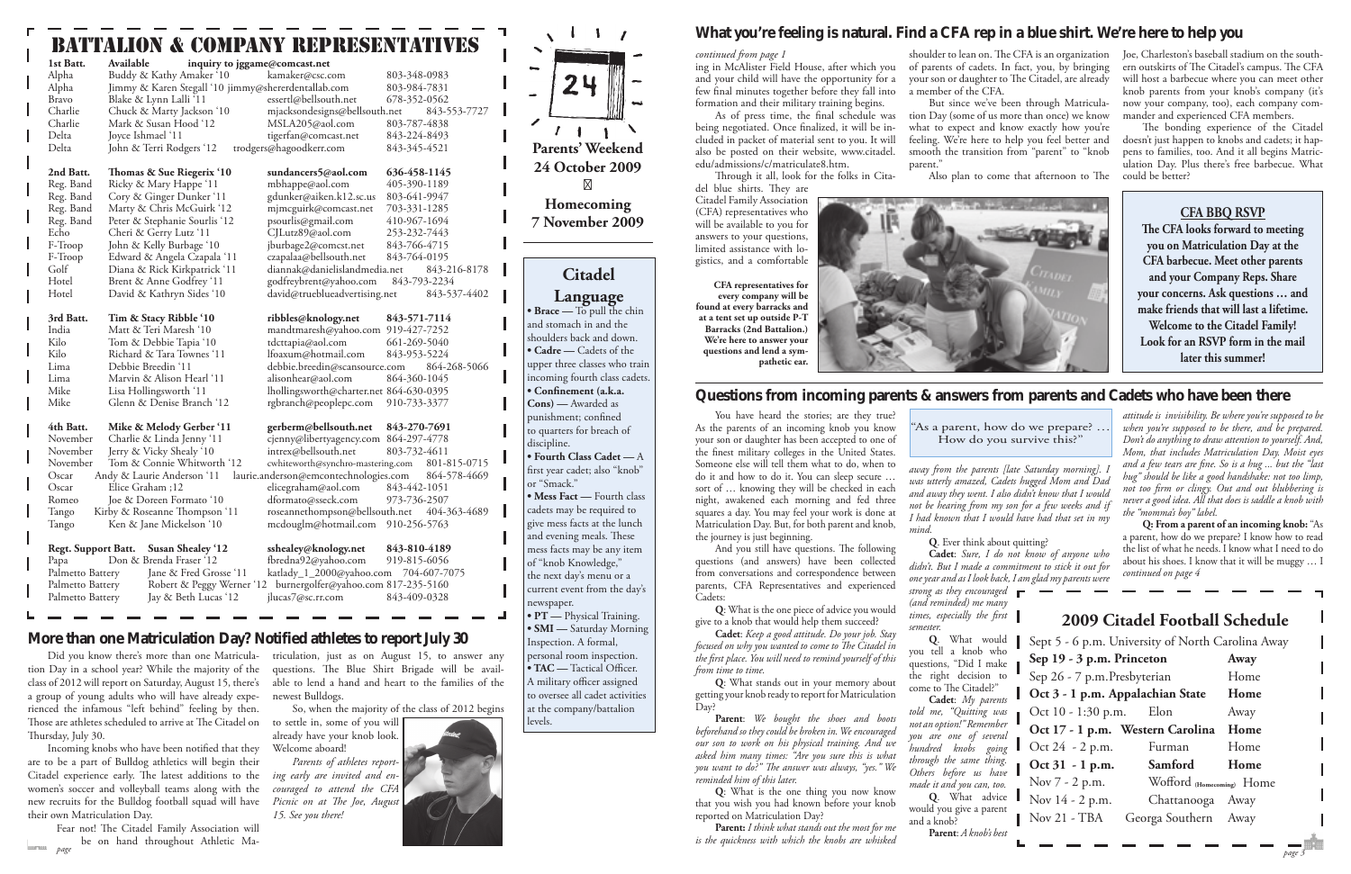# BATTALION & COMPANY REPRESENTATIVES

| | | | |
|---|---|---|---|
| **1st Batt.** | **Available inquiry to jggame@comcast.net** | | |
| Alpha | Buddy & Kathy Amaker '10 | kamaker@csc.com | 803-348-0983 |
| Alpha | Jimmy & Karen Stegall '10 | jimmy@shererdentallab.com | 803-984-7831 |
| Bravo | Blake & Lynn Lalli '11 | essertl@bellsouth.net | 678-352-0562 |
| Charlie | Chuck & Marty Jackson '10 | mjacksondesigns@bellsouth.net | 843-553-7727 |
| Charlie | Mark & Susan Hood '12 | MSLA205@aol.com | 803-787-4838 |
| Delta | Joyce Ishmael '11 | tigerfan@comcast.net | 843-224-8493 |
| Delta | John & Terri Rodgers '12 | trodgers@hagoodkerr.com | 843-345-4521 |
| **2nd Batt.** | **Thomas & Sue Riegerix '10** | **sundancers5@aol.com** | **636-458-1145** |
| Reg. Band | Ricky & Mary Happe '11 | mbhappe@aol.com | 405-390-1189 |
| Reg. Band | Cory & Ginger Dunker '11 | gdunker@aiken.k12.sc.us | 803-641-9947 |
| Reg. Band | Marty & Chris McGuirk '12 | mjmcguirk@comcast.net | 703-331-1285 |
| Reg. Band | Peter & Stephanie Sourlis '12 | psourlis@gmail.com | 410-967-1694 |
| Echo | Cheri & Gerry Lutz '11 | CJLutz89@aol.com | 253-232-7443 |
| F-Troop | John & Kelly Burbage '10 | jburbage2@comcst.net | 843-766-4715 |
| F-Troop | Edward & Angela Czapala '11 | czapalaa@bellsouth.net | 843-764-0195 |
| Golf | Diana & Rick Kirkpatrick '11 | diannak@danielislandmedia.net | 843-216-8178 |
| Hotel | Brent & Anne Godfrey '11 | godfreybrent@yahoo.com | 843-793-2234 |
| Hotel | David & Kathryn Sides '10 | david@trueblueadvertising.net | 843-537-4402 |
| **3rd Batt.** | **Tim & Stacy Ribble '10** | **ribbles@knology.net** | **843-571-7114** |
| India | Matt & Teri Maresh '10 | mandtmaresh@yahoo.com | 919-427-7252 |
| Kilo | Tom & Debbie Tapia '10 | tdcttapia@aol.com | 661-269-5040 |
| Kilo | Richard & Tara Townes '11 | lfoaxum@hotmail.com | 843-953-5224 |
| Lima | Debbie Breedin '11 | debbie.breedin@scansource.com | 864-268-5066 |
| Lima | Marvin & Alison Hearl '11 | alisonhear@aol.com | 864-360-1045 |
| Mike | Lisa Hollingsworth '11 | lhollingsworth@charter.net | 864-630-0395 |
| Mike | Glenn & Denise Branch '12 | rgbranch@peoplepc.com | 910-733-3377 |
| **4th Batt.** | **Mike & Melody Gerber '11** | **gerberm@bellsouth.net** | **843-270-7691** |
| November | Charlie & Linda Jenny '11 | cjenny@libertyagency.com | 864-297-4778 |
| November | Jerry & Vicky Shealy '10 | intrex@bellsouth.net | 803-732-4611 |
| November | Tom & Connie Whitworth '12 | cwhiteworth@synchro-mastering.com | 801-815-0715 |
| Oscar | Andy & Laurie Anderson '11 | laurie.anderson@emcontechnologies.com | 864-578-4669 |
| Oscar | Elice Graham ;12 | elicegraham@aol.com | 843-442-1051 |
| Romeo | Joe & Doreen Formato '10 | dformato@sseck.com | 973-736-2507 |
| Tango | Kirby & Roseanne Thompson '11 | roseannethompson@bellsouth.net | 404-363-4689 |
| Tango | Ken & Jane Mickelson '10 | mcdouglm@hotmail.com | 910-256-5763 |
| **Regt. Support Batt.** | **Susan Shealey '12** | **sshealey@knology.net** | **843-810-4189** |
| Papa | Don & Brenda Fraser '12 | fbredna92@yahoo.com | 919-815-6056 |
| Palmetto Battery | Jane & Fred Grosse '11 | katlady_1_2000@yahoo.com | 704-607-7075 |
| Palmetto Battery | Robert & Peggy Werner '12 | burnergolfer@yahoo.com | 817-235-5160 |
| Palmetto Battery | Jay & Beth Lucas '12 | jlucas7@sc.rr.com | 843-409-0328 |

24

**Parents' Weekend**
**24 October 2009**

**Homecoming**
**7 November 2009**

## Citadel Language

- **Brace —** To pull the chin and stomach in and the shoulders back and down.
- **Cadre —** Cadets of the upper three classes who train incoming fourth class cadets.
- **Confinement (a.k.a. Cons) —** Awarded as punishment; confined to quarters for breach of discipline.
- **Fourth Class Cadet —** A first year cadet; also "knob" or "Smack."
- **Mess Fact —** Fourth class cadets may be required to give mess facts at the lunch and evening meals. These mess facts may be any item of "knob Knowledge," the next day's menu or a current event from the day's newspaper.
- **PT —** Physical Training.
- **SMI —** Saturday Morning Inspection. A formal, personal room inspection.
- **TAC —** Tactical Officer. A military officer assigned to oversee all cadet activities at the company/battalion levels.

## More than one Matriculation Day? Notified athletes to report July 30

Did you know there's more than one Matriculation Day in a school year? While the majority of the class of 2012 will report on Saturday, August 15, there's a group of young adults who will have already experienced the infamous "left behind" feeling by then. Those are athletes scheduled to arrive at The Citadel on Thursday, July 30.

Incoming knobs who have been notified that they are to be a part of Bulldog athletics will begin their Citadel experience early. The latest additions to the women's soccer and volleyball teams along with the new recruits for the Bulldog football squad will have their own Matriculation Day.

Fear not! The Citadel Family Association will be on hand throughout Athletic Matriculation, just as on August 15, to answer any questions. The Blue Shirt Brigade will be available to lend a hand and heart to the families of the newest Bulldogs.

So, when the majority of the class of 2012 begins to settle in, some of you will already have your knob look. Welcome aboard!

*Parents of athletes reporting early are invited and encouraged to attend the CFA Picnic on at The Joe, August 15. See you there!*

## What you're feeling is natural. Find a CFA rep in a blue shirt. We're here to help you

*continued from page 1*

ing in McAlister Field House, after which you and your child will have the opportunity for a few final minutes together before they fall into formation and their military training begins.

As of press time, the final schedule was being negotiated. Once finalized, it will be included in packet of material sent to you. It will also be posted on their website, www.citadel.edu/admissions/c/matriculate8.htm.

Through it all, look for the folks in Citadel blue shirts. They are Citadel Family Association (CFA) representatives who will be available to you for answers to your questions, limited assistance with logistics, and a comfortable shoulder to lean on. The CFA is an organization of parents of cadets. In fact, you, by bringing your son or daughter to The Citadel, are already a member of the CFA.

But since we've been through Matriculation Day (some of us more than once) we know what to expect and know exactly how you're feeling. We're here to help you feel better and smooth the transition from "parent" to "knob parent."

Also plan to come that afternoon to The Joe, Charleston's baseball stadium on the southern outskirts of The Citadel's campus. The CFA will host a barbecue where you can meet other knob parents from your knob's company (it's now your company, too), each company commander and experienced CFA members.

The bonding experience of the Citadel doesn't just happen to knobs and cadets; it happens to families, too. And it all begins Matriculation Day. Plus there's free barbecue. What could be better?

**CFA representatives for every company will be found at every barracks and at a tent set up outside P-T Barracks (2nd Battalion.) We're here to answer your questions and lend a sympathetic ear.**

### CFA BBQ RSVP

**The CFA looks forward to meeting you on Matriculation Day at the CFA barbecue. Meet other parents and your Company Reps. Share your concerns. Ask questions … and make friends that will last a lifetime. Welcome to the Citadel Family! Look for an RSVP form in the mail later this summer!**

## Questions from incoming parents & answers from parents and Cadets who have been there

You have heard the stories; are they true? As the parents of an incoming knob you know your son or daughter has been accepted to one of the finest military colleges in the United States. Someone else will tell them what to do, when to do it and how to do it. You can sleep secure … sort of … knowing they will be checked in each night, awakened each morning and fed three squares a day. You may feel your work is done at Matriculation Day. But, for both parent and knob, the journey is just beginning.

And you still have questions. The following questions (and answers) have been collected from conversations and correspondence between parents, CFA Representatives and experienced Cadets:

**Q**: What is the one piece of advice you would give to a knob that would help them succeed?

**Cadet**: *Keep a good attitude. Do your job. Stay focused on why you wanted to come to The Citadel in the first place. You will need to remind yourself of this from time to time.*

**Q**: What stands out in your memory about getting your knob ready to report for Matriculation Day?

**Parent**: *We bought the shoes and boots beforehand so they could be broken in. We encouraged our son to work on his physical training. And we asked him many times: "Are you sure this is what you want to do?" The answer was always, "yes." We reminded him of this later.*

**Q**: What is the one thing you now know that you wish you had known before your knob reported on Matriculation Day?

**Parent:** *I think what stands out the most for me is the quickness with which the knobs are whisked away from the parents [late Saturday morning]. I was utterly amazed, Cadets hugged Mom and Dad and away they went. I also didn't know that I would not be hearing from my son for a few weeks and if I had known that I would have had that set in my mind.*

"As a parent, how do we prepare? … How do you survive this?"

**Q**. Ever think about quitting?

**Cadet**: *Sure, I do not know of anyone who didn't. But I made a commitment to stick it out for one year and as I look back, I am glad my parents were strong as they encouraged (and reminded) me many times, especially the first semester.*

**Q**. What would you tell a knob who questions, "Did I make the right decision to come to The Citadel?"

**Cadet**: *My parents told me, "Quitting was not an option!" Remember you are one of several hundred knobs going through the same thing. Others before us have made it and you can, too.*

**Q**. What advice would you give a parent and a knob?

**Parent**: *A knob's best attitude is invisibility. Be where you're supposed to be when you're supposed to be there, and be prepared. Don't do anything to draw attention to yourself. And, Mom, that includes Matriculation Day. Moist eyes and a few tears are fine. So is a hug … but the "last hug" should be like a good handshake: not too limp, not too firm or clingy. Out and out blubbering is never a good idea. All that does is saddle a knob with the "momma's boy" label.*

**Q: From a parent of an incoming knob:** "As a parent, how do we prepare? I know how to read the list of what he needs. I know what I need to do about his shoes. I know that it will be muggy … I *continued on page 4*

## 2009 Citadel Football Schedule

| | | |
|---|---|---|
| Sept 5 - 6 p.m. | University of North Carolina | Away |
| **Sep 19 - 3 p.m.** | **Princeton** | **Away** |
| Sep 26 - 7 p.m. | Presbyterian | Home |
| **Oct 3 - 1 p.m.** | **Appalachian State** | **Home** |
| Oct 10 - 1:30 p.m. | Elon | Away |
| **Oct 17 - 1 p.m.** | **Western Carolina** | **Home** |
| Oct 24 - 2 p.m. | Furman | Home |
| **Oct 31 - 1 p.m.** | **Samford** | **Home** |
| Nov 7 - 2 p.m. | Wofford (Homecoming) | Home |
| Nov 14 - 2 p.m. | Chattanooga | Away |
| Nov 21 - TBA | Georga Southern | Away |